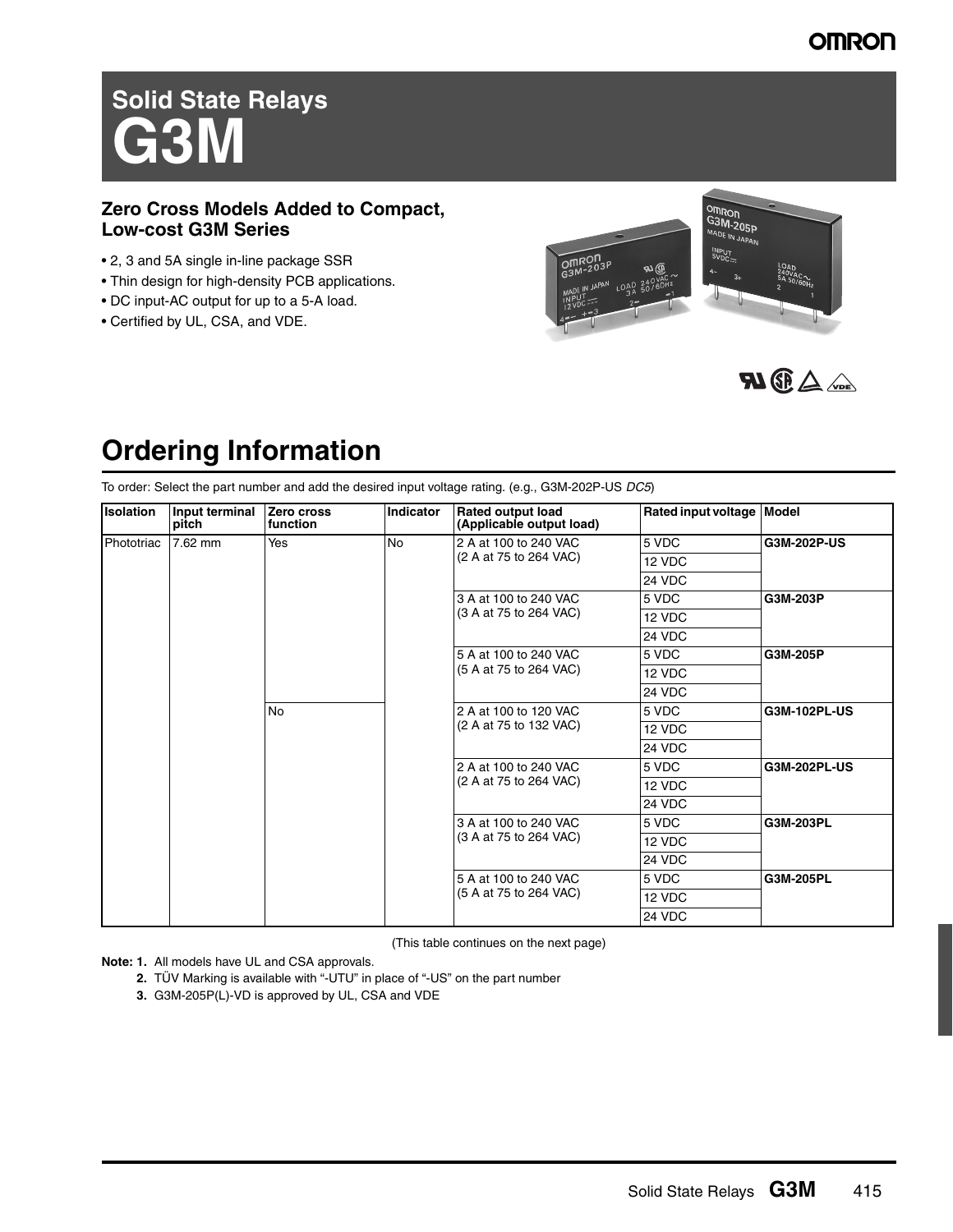# Solid State Relays
# G3M

### Zero Cross Models Added to Compact, Low-cost G3M Series

- 2, 3 and 5A single in-line package SSR
- Thin design for high-density PCB applications.
- DC input-AC output for up to a 5-A load.
- Certified by UL, CSA, and VDE.

## Ordering Information

To order: Select the part number and add the desired input voltage rating. (e.g., G3M-202P-US *DC5*)

| Isolation | Input terminal pitch | Zero cross function | Indicator | Rated output load (Applicable output load) | Rated input voltage | Model |
|---|---|---|---|---|---|---|
| Phototriac | 7.62 mm | Yes | No | 2 A at 100 to 240 VAC (2 A at 75 to 264 VAC) | 5 VDC | **G3M-202P-US** |
| | | | | | 12 VDC | |
| | | | | | 24 VDC | |
| | | | | 3 A at 100 to 240 VAC (3 A at 75 to 264 VAC) | 5 VDC | **G3M-203P** |
| | | | | | 12 VDC | |
| | | | | | 24 VDC | |
| | | | | 5 A at 100 to 240 VAC (5 A at 75 to 264 VAC) | 5 VDC | **G3M-205P** |
| | | | | | 12 VDC | |
| | | | | | 24 VDC | |
| | | No | | 2 A at 100 to 120 VAC (2 A at 75 to 132 VAC) | 5 VDC | **G3M-102PL-US** |
| | | | | | 12 VDC | |
| | | | | | 24 VDC | |
| | | | | 2 A at 100 to 240 VAC (2 A at 75 to 264 VAC) | 5 VDC | **G3M-202PL-US** |
| | | | | | 12 VDC | |
| | | | | | 24 VDC | |
| | | | | 3 A at 100 to 240 VAC (3 A at 75 to 264 VAC) | 5 VDC | **G3M-203PL** |
| | | | | | 12 VDC | |
| | | | | | 24 VDC | |
| | | | | 5 A at 100 to 240 VAC (5 A at 75 to 264 VAC) | 5 VDC | **G3M-205PL** |
| | | | | | 12 VDC | |
| | | | | | 24 VDC | |

(This table continues on the next page)

**Note: 1.** All models have UL and CSA approvals.

**2.** TÜV Marking is available with “-UTU” in place of “-US” on the part number

**3.** G3M-205P(L)-VD is approved by UL, CSA and VDE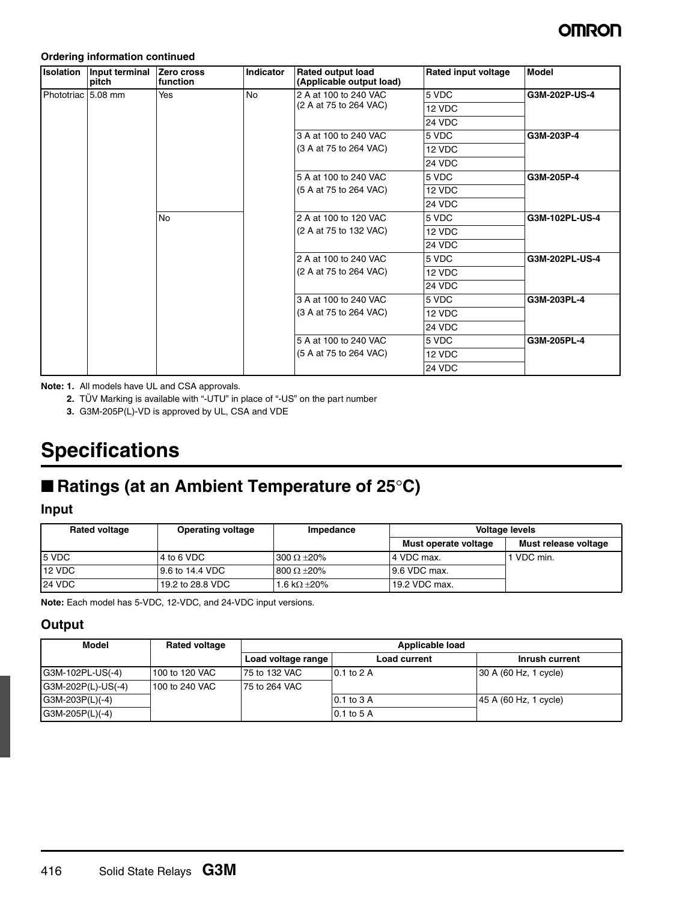**Ordering information continued**

| Isolation | Input terminal pitch | Zero cross function | Indicator | Rated output load (Applicable output load) | Rated input voltage | Model |
|---|---|---|---|---|---|---|
| Phototriac | 5.08 mm | Yes | No | 2 A at 100 to 240 VAC (2 A at 75 to 264 VAC) | 5 VDC | **G3M-202P-US-4** |
| | | | | | 12 VDC | |
| | | | | | 24 VDC | |
| | | | | 3 A at 100 to 240 VAC (3 A at 75 to 264 VAC) | 5 VDC | **G3M-203P-4** |
| | | | | | 12 VDC | |
| | | | | | 24 VDC | |
| | | | | 5 A at 100 to 240 VAC (5 A at 75 to 264 VAC) | 5 VDC | **G3M-205P-4** |
| | | | | | 12 VDC | |
| | | | | | 24 VDC | |
| | | No | | 2 A at 100 to 120 VAC (2 A at 75 to 132 VAC) | 5 VDC | **G3M-102PL-US-4** |
| | | | | | 12 VDC | |
| | | | | | 24 VDC | |
| | | | | 2 A at 100 to 240 VAC (2 A at 75 to 264 VAC) | 5 VDC | **G3M-202PL-US-4** |
| | | | | | 12 VDC | |
| | | | | | 24 VDC | |
| | | | | 3 A at 100 to 240 VAC (3 A at 75 to 264 VAC) | 5 VDC | **G3M-203PL-4** |
| | | | | | 12 VDC | |
| | | | | | 24 VDC | |
| | | | | 5 A at 100 to 240 VAC (5 A at 75 to 264 VAC) | 5 VDC | **G3M-205PL-4** |
| | | | | | 12 VDC | |
| | | | | | 24 VDC | |

**Note:** **1.** All models have UL and CSA approvals.

**2.** TÜV Marking is available with "-UTU" in place of "-US" on the part number

**3.** G3M-205P(L)-VD is approved by UL, CSA and VDE

# Specifications

## ■ Ratings (at an Ambient Temperature of 25°C)

### Input

| Rated voltage | Operating voltage | Impedance | Voltage levels | |
|---|---|---|---|---|
| | | | Must operate voltage | Must release voltage |
| 5 VDC | 4 to 6 VDC | 300 Ω ±20% | 4 VDC max. | 1 VDC min. |
| 12 VDC | 9.6 to 14.4 VDC | 800 Ω ±20% | 9.6 VDC max. | |
| 24 VDC | 19.2 to 28.8 VDC | 1.6 kΩ ±20% | 19.2 VDC max. | |

**Note:** Each model has 5-VDC, 12-VDC, and 24-VDC input versions.

### Output

| Model | Rated voltage | Applicable load | | |
|---|---|---|---|---|
| | | Load voltage range | Load current | Inrush current |
| G3M-102PL-US(-4) | 100 to 120 VAC | 75 to 132 VAC | 0.1 to 2 A | 30 A (60 Hz, 1 cycle) |
| G3M-202P(L)-US(-4) | 100 to 240 VAC | 75 to 264 VAC | | |
| G3M-203P(L)(-4) | | | 0.1 to 3 A | 45 A (60 Hz, 1 cycle) |
| G3M-205P(L)(-4) | | | 0.1 to 5 A | |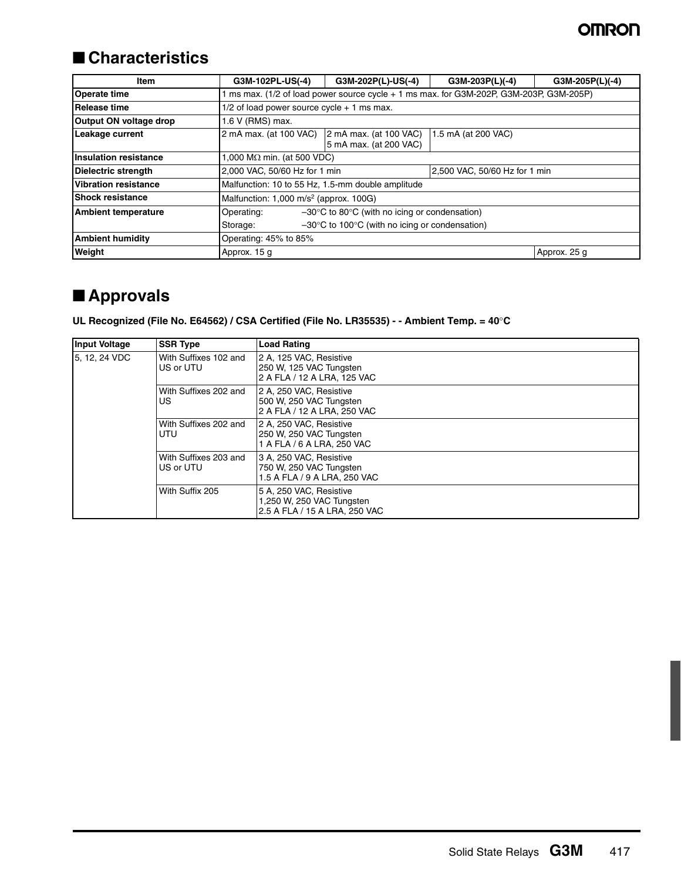## ■ Characteristics

| Item | G3M-102PL-US(-4) | G3M-202P(L)-US(-4) | G3M-203P(L)(-4) | G3M-205P(L)(-4) |
|---|---|---|---|---|
| Operate time | 1 ms max. (1/2 of load power source cycle + 1 ms max. for G3M-202P, G3M-203P, G3M-205P) | | | |
| Release time | 1/2 of load power source cycle + 1 ms max. | | | |
| Output ON voltage drop | 1.6 V (RMS) max. | | | |
| Leakage current | 2 mA max. (at 100 VAC) | 2 mA max. (at 100 VAC)<br>5 mA max. (at 200 VAC) | 1.5 mA (at 200 VAC) | |
| Insulation resistance | 1,000 MΩ min. (at 500 VDC) | | | |
| Dielectric strength | 2,000 VAC, 50/60 Hz for 1 min | | 2,500 VAC, 50/60 Hz for 1 min | |
| Vibration resistance | Malfunction: 10 to 55 Hz, 1.5-mm double amplitude | | | |
| Shock resistance | Malfunction: 1,000 $m/s^2$ (approx. 100G) | | | |
| Ambient temperature | Operating: –30°C to 80°C (with no icing or condensation)<br>Storage: –30°C to 100°C (with no icing or condensation) | | | |
| Ambient humidity | Operating: 45% to 85% | | | |
| Weight | Approx. 15 g | | | Approx. 25 g |

## ■ Approvals

**UL Recognized (File No. E64562) / CSA Certified (File No. LR35535) - - Ambient Temp. = 40°C**

| Input Voltage | SSR Type | Load Rating |
|---|---|---|
| 5, 12, 24 VDC | With Suffixes 102 and US or UTU | 2 A, 125 VAC, Resistive<br>250 W, 125 VAC Tungsten<br>2 A FLA / 12 A LRA, 125 VAC |
| | With Suffixes 202 and US | 2 A, 250 VAC, Resistive<br>500 W, 250 VAC Tungsten<br>2 A FLA / 12 A LRA, 250 VAC |
| | With Suffixes 202 and UTU | 2 A, 250 VAC, Resistive<br>250 W, 250 VAC Tungsten<br>1 A FLA / 6 A LRA, 250 VAC |
| | With Suffixes 203 and US or UTU | 3 A, 250 VAC, Resistive<br>750 W, 250 VAC Tungsten<br>1.5 A FLA / 9 A LRA, 250 VAC |
| | With Suffix 205 | 5 A, 250 VAC, Resistive<br>1,250 W, 250 VAC Tungsten<br>2.5 A FLA / 15 A LRA, 250 VAC |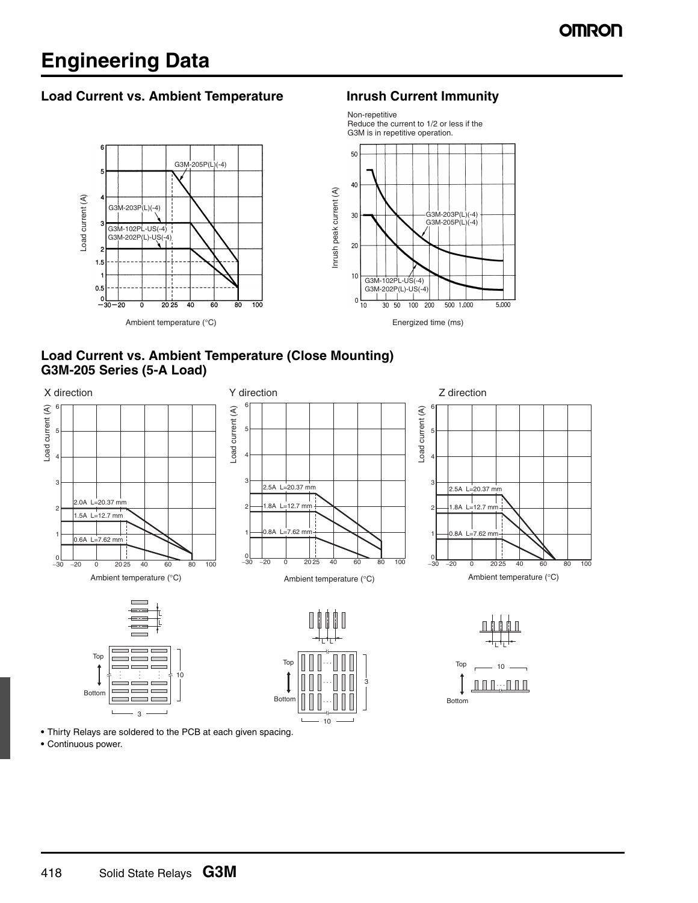# Engineering Data

## Load Current vs. Ambient Temperature

## Inrush Current Immunity

Non-repetitive
Reduce the current to 1/2 or less if the G3M is in repetitive operation.

## Load Current vs. Ambient Temperature (Close Mounting)
## G3M-205 Series (5-A Load)

- Thirty Relays are soldered to the PCB at each given spacing.
- Continuous power.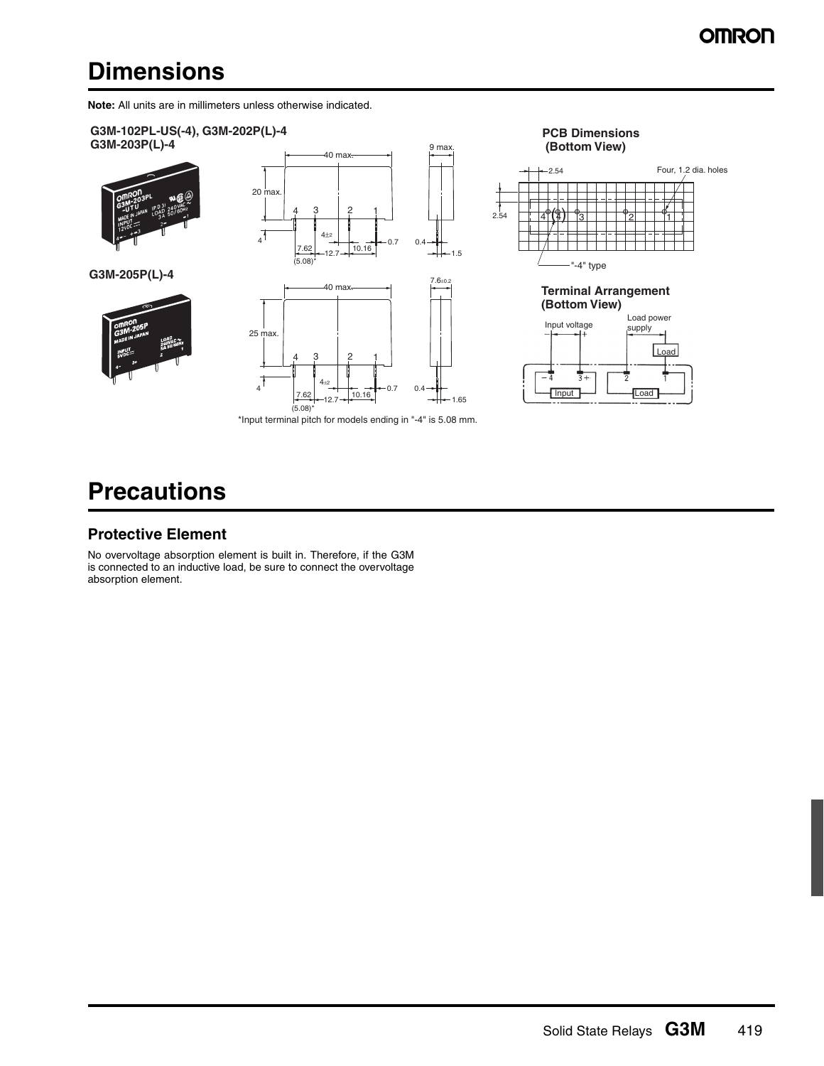# Dimensions

**Note:** All units are in millimeters unless otherwise indicated.

**G3M-102PL-US(-4), G3M-202P(L)-4**
**G3M-203P(L)-4**

**PCB Dimensions (Bottom View)**

Four, 1.2 dia. holes

"-4" type

**G3M-205P(L)-4**

**Terminal Arrangement (Bottom View)**

*Input terminal pitch for models ending in "-4" is 5.08 mm.

# Precautions

## Protective Element

No overvoltage absorption element is built in. Therefore, if the G3M is connected to an inductive load, be sure to connect the overvoltage absorption element.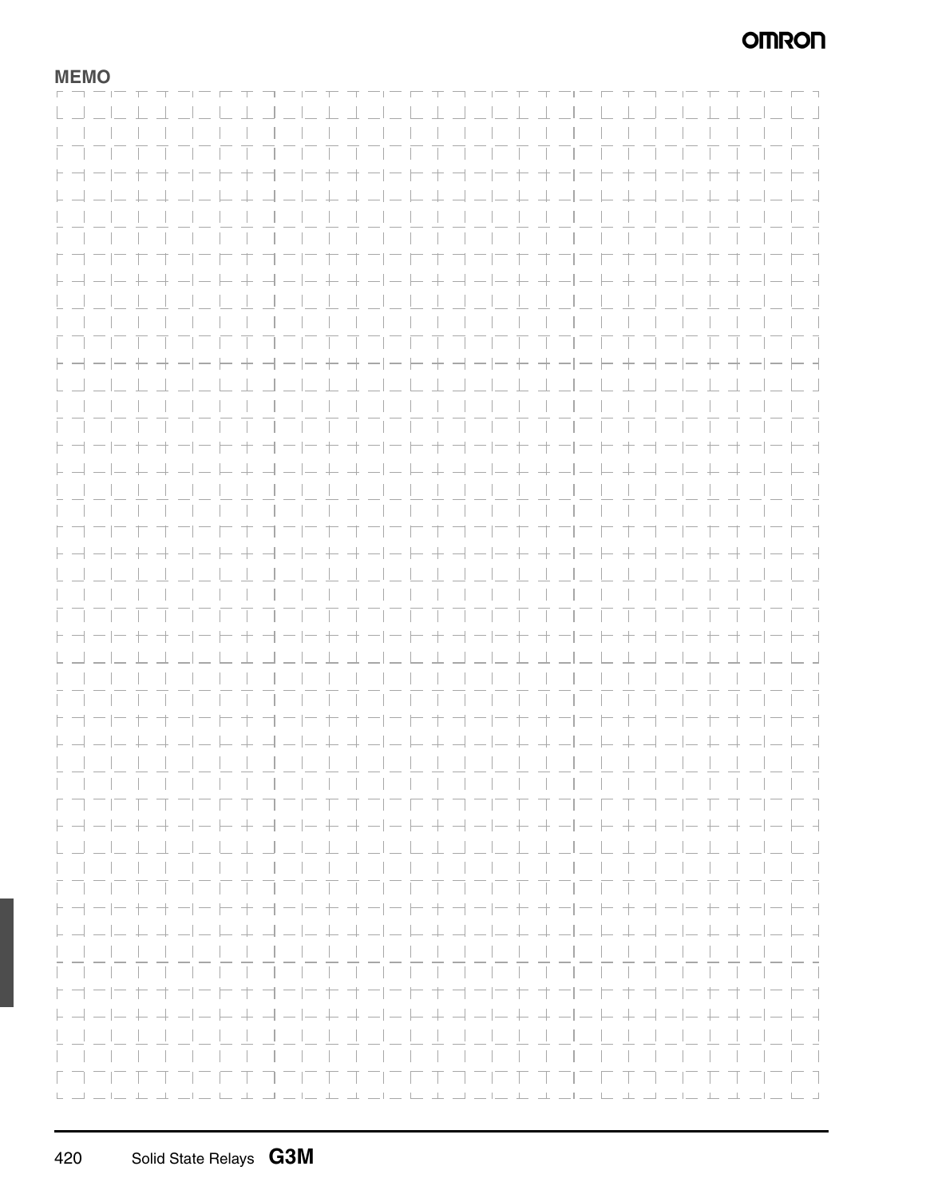**MEMO**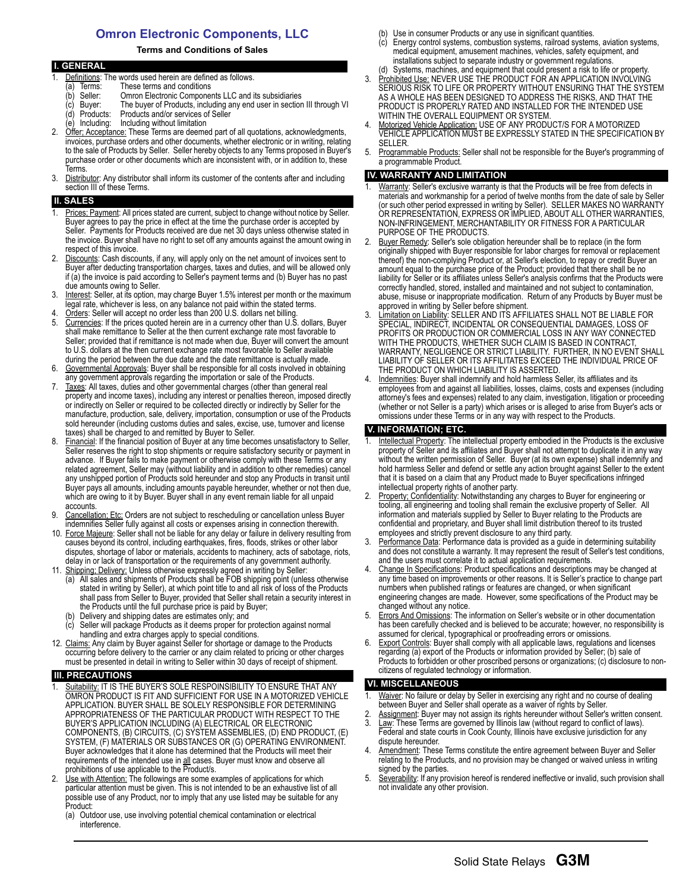# Omron Electronic Components, LLC

**Terms and Conditions of Sales**

## I. GENERAL

1. Definitions: The words used herein are defined as follows.
   - (a) Terms: These terms and conditions
   - (b) Seller: Omron Electronic Components LLC and its subsidiaries
   - (c) Buyer: The buyer of Products, including any end user in section III through VI
   - (d) Products: Products and/or services of Seller
   - (e) Including: Including without limitation
2. Offer; Acceptance: These Terms are deemed part of all quotations, acknowledgments, invoices, purchase orders and other documents, whether electronic or in writing, relating to the sale of Products by Seller. Seller hereby objects to any Terms proposed in Buyer's purchase order or other documents which are inconsistent with, or in addition to, these Terms.
3. Distributor: Any distributor shall inform its customer of the contents after and including section III of these Terms.

## II. SALES

1. Prices; Payment: All prices stated are current, subject to change without notice by Seller. Buyer agrees to pay the price in effect at the time the purchase order is accepted by Seller. Payments for Products received are due net 30 days unless otherwise stated in the invoice. Buyer shall have no right to set off any amounts against the amount owing in respect of this invoice.
2. Discounts: Cash discounts, if any, will apply only on the net amount of invoices sent to Buyer after deducting transportation charges, taxes and duties, and will be allowed only if (a) the invoice is paid according to Seller's payment terms and (b) Buyer has no past due amounts owing to Seller.
3. Interest: Seller, at its option, may charge Buyer 1.5% interest per month or the maximum legal rate, whichever is less, on any balance not paid within the stated terms.
4. Orders: Seller will accept no order less than 200 U.S. dollars net billing.
5. Currencies: If the prices quoted herein are in a currency other than U.S. dollars, Buyer shall make remittance to Seller at the then current exchange rate most favorable to Seller; provided that if remittance is not made when due, Buyer will convert the amount to U.S. dollars at the then current exchange rate most favorable to Seller available during the period between the due date and the date remittance is actually made.
6. Governmental Approvals: Buyer shall be responsible for all costs involved in obtaining any government approvals regarding the importation or sale of the Products.
7. Taxes: All taxes, duties and other governmental charges (other than general real property and income taxes), including any interest or penalties thereon, imposed directly or indirectly on Seller or required to be collected directly or indirectly by Seller for the manufacture, production, sale, delivery, importation, consumption or use of the Products sold hereunder (including customs duties and sales, excise, use, turnover and license taxes) shall be charged to and remitted by Buyer to Seller.
8. Financial: If the financial position of Buyer at any time becomes unsatisfactory to Seller, Seller reserves the right to stop shipments or require satisfactory security or payment in advance. If Buyer fails to make payment or otherwise comply with these Terms or any related agreement, Seller may (without liability and in addition to other remedies) cancel any unshipped portion of Products sold hereunder and stop any Products in transit until Buyer pays all amounts, including amounts payable hereunder, whether or not then due, which are owing to it by Buyer. Buyer shall in any event remain liable for all unpaid accounts.
9. Cancellation; Etc: Orders are not subject to rescheduling or cancellation unless Buyer indemnifies Seller fully against all costs or expenses arising in connection therewith.
10. Force Majeure: Seller shall not be liable for any delay or failure in delivery resulting from causes beyond its control, including earthquakes, fires, floods, strikes or other labor disputes, shortage of labor or materials, accidents to machinery, acts of sabotage, riots, delay in or lack of transportation or the requirements of any government authority.
11. Shipping; Delivery: Unless otherwise expressly agreed in writing by Seller:
    - (a) All sales and shipments of Products shall be FOB shipping point (unless otherwise stated in writing by Seller), at which point title to and all risk of loss of the Products shall pass from Seller to Buyer, provided that Seller shall retain a security interest in the Products until the full purchase price is paid by Buyer;
    - (b) Delivery and shipping dates are estimates only; and
    - (c) Seller will package Products as it deems proper for protection against normal handling and extra charges apply to special conditions.
12. Claims: Any claim by Buyer against Seller for shortage or damage to the Products occurring before delivery to the carrier or any claim related to pricing or other charges must be presented in detail in writing to Seller within 30 days of receipt of shipment.

## III. PRECAUTIONS

1. Suitability: IT IS THE BUYER'S SOLE RESPOINSIBILITY TO ENSURE THAT ANY OMRON PRODUCT IS FIT AND SUFFICIENT FOR USE IN A MOTORIZED VEHICLE APPLICATION. BUYER SHALL BE SOLELY RESPONSIBLE FOR DETERMINING APPROPRIATENESS OF THE PARTICULAR PRODUCT WITH RESPECT TO THE BUYER'S APPLICATION INCLUDING (A) ELECTRICAL OR ELECTRONIC COMPONENTS, (B) CIRCUITS, (C) SYSTEM ASSEMBLIES, (D) END PRODUCT, (E) SYSTEM, (F) MATERIALS OR SUBSTANCES OR (G) OPERATING ENVIRONMENT. Buyer acknowledges that it alone has determined that the Products will meet their requirements of the intended use in all cases. Buyer must know and observe all prohibitions of use applicable to the Product/s.
2. Use with Attention: The followings are some examples of applications for which particular attention must be given. This is not intended to be an exhaustive list of all possible use of any Product, nor to imply that any use listed may be suitable for any Product:
   - (a) Outdoor use, use involving potential chemical contamination or electrical interference.
   - (b) Use in consumer Products or any use in significant quantities.
   - (c) Energy control systems, combustion systems, railroad systems, aviation systems, medical equipment, amusement machines, vehicles, safety equipment, and installations subject to separate industry or government regulations.
   - (d) Systems, machines, and equipment that could present a risk to life or property.
3. Prohibited Use: NEVER USE THE PRODUCT FOR AN APPLICATION INVOLVING SERIOUS RISK TO LIFE OR PROPERTY WITHOUT ENSURING THAT THE SYSTEM AS A WHOLE HAS BEEN DESIGNED TO ADDRESS THE RISKS, AND THAT THE PRODUCT IS PROPERLY RATED AND INSTALLED FOR THE INTENDED USE WITHIN THE OVERALL EQUIPMENT OR SYSTEM.
4. Motorized Vehicle Application: USE OF ANY PRODUCT/S FOR A MOTORIZED VEHICLE APPLICATION MUST BE EXPRESSLY STATED IN THE SPECIFICATION BY SELLER.
5. Programmable Products: Seller shall not be responsible for the Buyer's programming of a programmable Product.

## IV. WARRANTY AND LIMITATION

1. Warranty: Seller's exclusive warranty is that the Products will be free from defects in materials and workmanship for a period of twelve months from the date of sale by Seller (or such other period expressed in writing by Seller). SELLER MAKES NO WARRANTY OR REPRESENTATION, EXPRESS OR IMPLIED, ABOUT ALL OTHER WARRANTIES, NON-INFRINGEMENT, MERCHANTABILITY OR FITNESS FOR A PARTICULAR PURPOSE OF THE PRODUCTS.
2. Buyer Remedy: Seller's sole obligation hereunder shall be to replace (in the form originally shipped with Buyer responsible for labor charges for removal or replacement thereof) the non-complying Product or, at Seller's election, to repay or credit Buyer an amount equal to the purchase price of the Product; provided that there shall be no liability for Seller or its affiliates unless Seller's analysis confirms that the Products were correctly handled, stored, installed and maintained and not subject to contamination, abuse, misuse or inappropriate modification. Return of any Products by Buyer must be approved in writing by Seller before shipment.
3. Limitation on Liability: SELLER AND ITS AFFILIATES SHALL NOT BE LIABLE FOR SPECIAL, INDIRECT, INCIDENTAL OR CONSEQUENTIAL DAMAGES, LOSS OF PROFITS OR PRODUCTION OR COMMERCIAL LOSS IN ANY WAY CONNECTED WITH THE PRODUCTS, WHETHER SUCH CLAIM IS BASED IN CONTRACT, WARRANTY, NEGLIGENCE OR STRICT LIABILITY. FURTHER, IN NO EVENT SHALL LIABILITY OF SELLER OR ITS AFFILIATES EXCEED THE INDIVIDUAL PRICE OF THE PRODUCT ON WHICH LIABILITY IS ASSERTED.
4. Indemnities: Buyer shall indemnify and hold harmless Seller, its affiliates and its employees from and against all liabilities, losses, claims, costs and expenses (including attorney's fees and expenses) related to any claim, investigation, litigation or proceeding (whether or not Seller is a party) which arises or is alleged to arise from Buyer's acts or omissions under these Terms or in any way with respect to the Products.

## V. INFORMATION; ETC.

1. Intellectual Property: The intellectual property embodied in the Products is the exclusive property of Seller and its affiliates and Buyer shall not attempt to duplicate it in any way without the written permission of Seller. Buyer (at its own expense) shall indemnify and hold harmless Seller and defend or settle any action brought against Seller to the extent that it is based on a claim that any Product made to Buyer specifications infringed intellectual property rights of another party.
2. Property; Confidentiality: Notwithstanding any charges to Buyer for engineering or tooling, all engineering and tooling shall remain the exclusive property of Seller. All information and materials supplied by Seller to Buyer relating to the Products are confidential and proprietary, and Buyer shall limit distribution thereof to its trusted employees and strictly prevent disclosure to any third party.
3. Performance Data: Performance data is provided as a guide in determining suitability and does not constitute a warranty. It may represent the result of Seller's test conditions, and the users must correlate it to actual application requirements.
4. Change In Specifications: Product specifications and descriptions may be changed at any time based on improvements or other reasons. It is Seller's practice to change part numbers when published ratings or features are changed, or when significant engineering changes are made. However, some specifications of the Product may be changed without any notice.
5. Errors And Omissions: The information on Seller's website or in other documentation has been carefully checked and is believed to be accurate; however, no responsibility is assumed for clerical, typographical or proofreading errors or omissions.
6. Export Controls: Buyer shall comply with all applicable laws, regulations and licenses regarding (a) export of the Products or information provided by Seller; (b) sale of Products to forbidden or other proscribed persons or organizations; (c) disclosure to non-citizens of regulated technology or information.

## VI. MISCELLANEOUS

1. Waiver: No failure or delay by Seller in exercising any right and no course of dealing between Buyer and Seller shall operate as a waiver of rights by Seller.
2. Assignment: Buyer may not assign its rights hereunder without Seller's written consent.
3. Law: These Terms are governed by Illinois law (without regard to conflict of laws). Federal and state courts in Cook County, Illinois have exclusive jurisdiction for any dispute hereunder.
4. Amendment: These Terms constitute the entire agreement between Buyer and Seller relating to the Products, and no provision may be changed or waived unless in writing signed by the parties.
5. Severability: If any provision hereof is rendered ineffective or invalid, such provision shall not invalidate any other provision.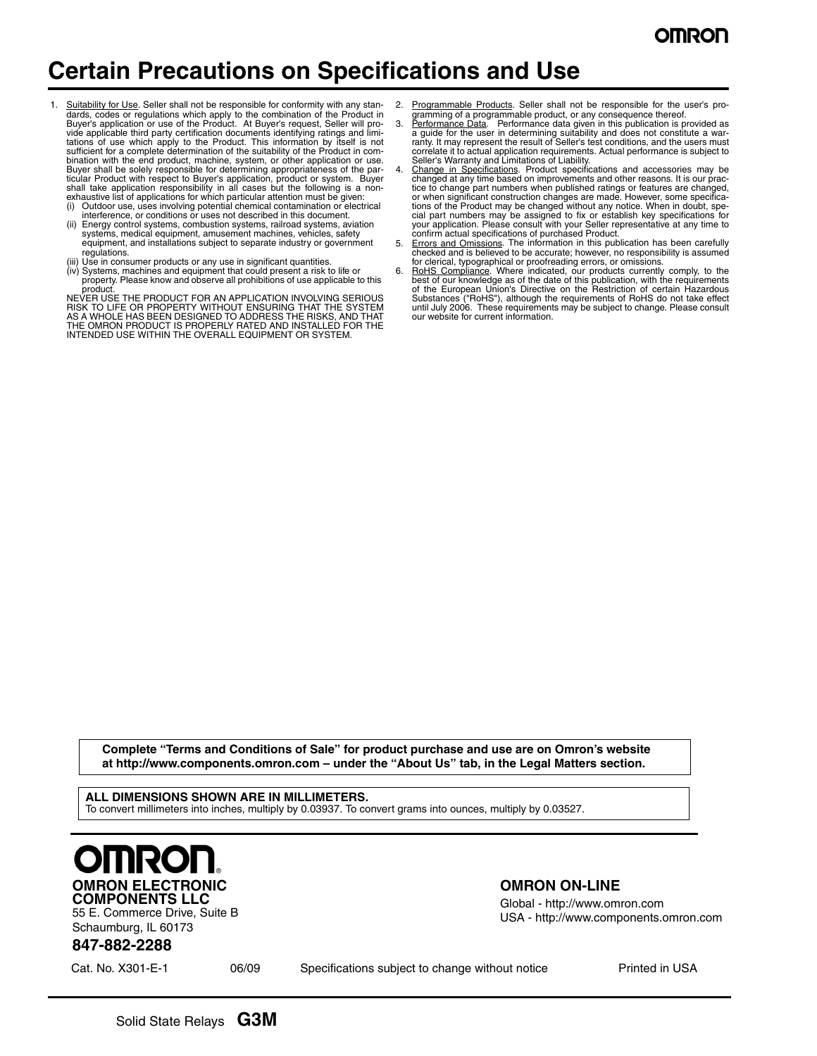# Certain Precautions on Specifications and Use

1. Suitability for Use. Seller shall not be responsible for conformity with any standards, codes or regulations which apply to the combination of the Product in Buyer's application or use of the Product. At Buyer's request, Seller will provide applicable third party certification documents identifying ratings and limitations of use which apply to the Product. This information by itself is not sufficient for a complete determination of the suitability of the Product in combination with the end product, machine, system, or other application or use. Buyer shall be solely responsible for determining appropriateness of the particular Product with respect to Buyer's application, product or system. Buyer shall take application responsibility in all cases but the following is a non-exhaustive list of applications for which particular attention must be given:
   - (i) Outdoor use, uses involving potential chemical contamination or electrical interference, or conditions or uses not described in this document.
   - (ii) Energy control systems, combustion systems, railroad systems, aviation systems, medical equipment, amusement machines, vehicles, safety equipment, and installations subject to separate industry or government regulations.
   - (iii) Use in consumer products or any use in significant quantities.
   - (iv) Systems, machines and equipment that could present a risk to life or property. Please know and observe all prohibitions of use applicable to this product.

   NEVER USE THE PRODUCT FOR AN APPLICATION INVOLVING SERIOUS RISK TO LIFE OR PROPERTY WITHOUT ENSURING THAT THE SYSTEM AS A WHOLE HAS BEEN DESIGNED TO ADDRESS THE RISKS, AND THAT THE OMRON PRODUCT IS PROPERLY RATED AND INSTALLED FOR THE INTENDED USE WITHIN THE OVERALL EQUIPMENT OR SYSTEM.
2. Programmable Products. Seller shall not be responsible for the user's programming of a programmable product, or any consequence thereof.
3. Performance Data. Performance data given in this publication is provided as a guide for the user in determining suitability and does not constitute a warranty. It may represent the result of Seller's test conditions, and the users must correlate it to actual application requirements. Actual performance is subject to Seller's Warranty and Limitations of Liability.
4. Change in Specifications. Product specifications and accessories may be changed at any time based on improvements and other reasons. It is our practice to change part numbers when published ratings or features are changed, or when significant construction changes are made. However, some specifications of the Product may be changed without any notice. When in doubt, special part numbers may be assigned to fix or establish key specifications for your application. Please consult with your Seller representative at any time to confirm actual specifications of purchased Product.
5. Errors and Omissions. The information in this publication has been carefully checked and is believed to be accurate; however, no responsibility is assumed for clerical, typographical or proofreading errors, or omissions.
6. RoHS Compliance. Where indicated, our products currently comply, to the best of our knowledge as of the date of this publication, with the requirements of the European Union's Directive on the Restriction of certain Hazardous Substances ("RoHS"), although the requirements of RoHS do not take effect until July 2006. These requirements may be subject to change. Please consult our website for current information.

**Complete "Terms and Conditions of Sale" for product purchase and use are on Omron's website at http://www.components.omron.com – under the "About Us" tab, in the Legal Matters section.**

**ALL DIMENSIONS SHOWN ARE IN MILLIMETERS.**
To convert millimeters into inches, multiply by 0.03937. To convert grams into ounces, multiply by 0.03527.

**OMRON**

**OMRON ELECTRONIC COMPONENTS LLC**
55 E. Commerce Drive, Suite B
Schaumburg, IL 60173

**847-882-2288**

**OMRON ON-LINE**
Global - http://www.omron.com
USA - http://www.components.omron.com

Cat. No. X301-E-1 06/09 Specifications subject to change without notice Printed in USA

Solid State Relays **G3M**